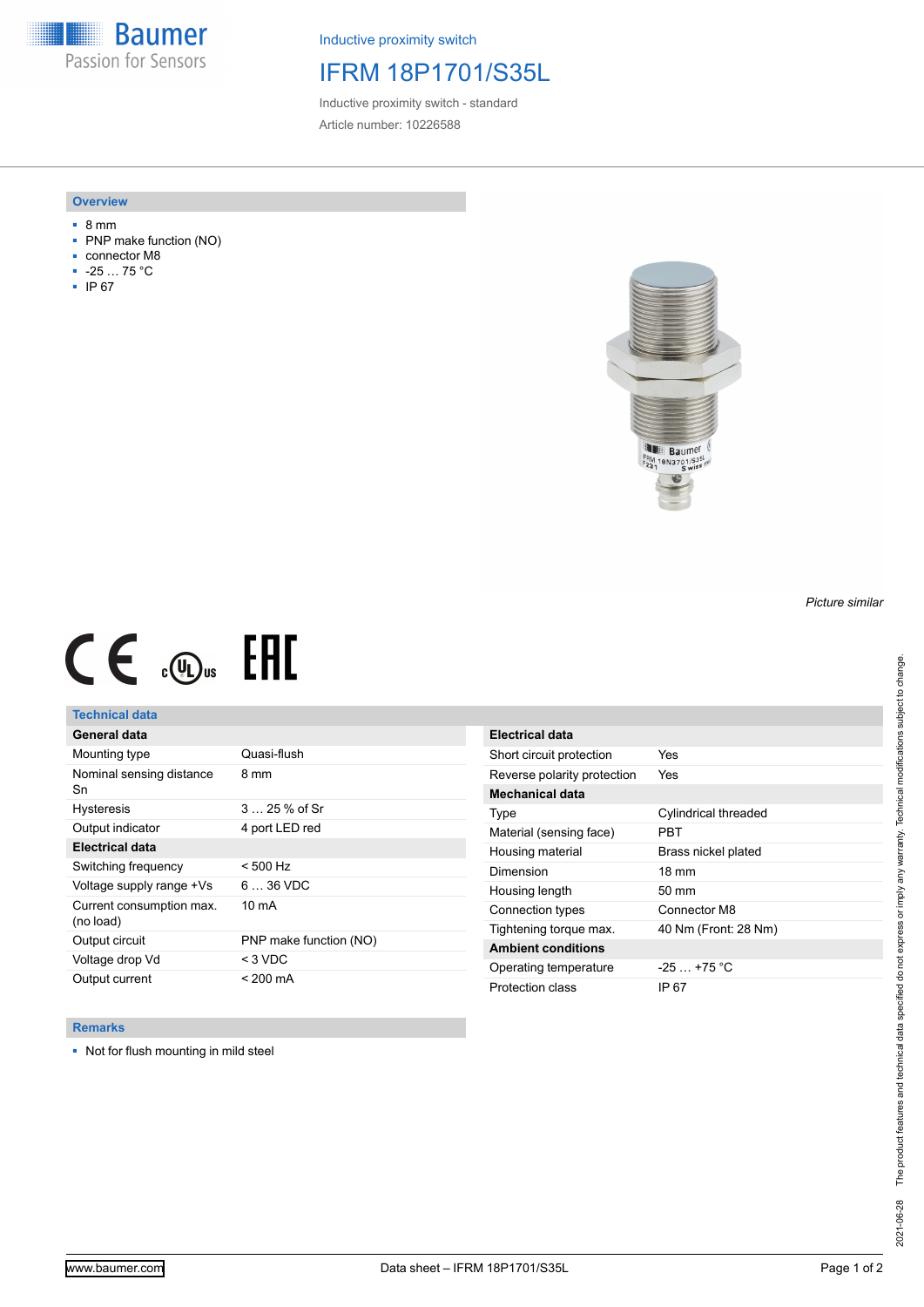Baumer
Passion for Sensors

Inductive proximity switch

# IFRM 18P1701/S35L

Inductive proximity switch - standard

Article number: 10226588

## Overview

- 8 mm
- PNP make function (NO)
- connector M8
- -25 … 75 °C
- IP 67

*Picture similar*

## Technical data

| General data | |
|---|---|
| Mounting type | Quasi-flush |
| Nominal sensing distance Sn | 8 mm |
| Hysteresis | 3 … 25 % of Sr |
| Output indicator | 4 port LED red |
| **Electrical data** | |
| Switching frequency | < 500 Hz |
| Voltage supply range +Vs | 6 … 36 VDC |
| Current consumption max. (no load) | 10 mA |
| Output circuit | PNP make function (NO) |
| Voltage drop Vd | < 3 VDC |
| Output current | < 200 mA |

| Electrical data | |
|---|---|
| Short circuit protection | Yes |
| Reverse polarity protection | Yes |
| **Mechanical data** | |
| Type | Cylindrical threaded |
| Material (sensing face) | PBT |
| Housing material | Brass nickel plated |
| Dimension | 18 mm |
| Housing length | 50 mm |
| Connection types | Connector M8 |
| Tightening torque max. | 40 Nm (Front: 28 Nm) |
| **Ambient conditions** | |
| Operating temperature | -25 … +75 °C |
| Protection class | IP 67 |

## Remarks

- Not for flush mounting in mild steel

The product features and technical data specified do not express or imply any warranty. Technical modifications subject to change.

2021-06-28

www.baumer.com

Data sheet – IFRM 18P1701/S35L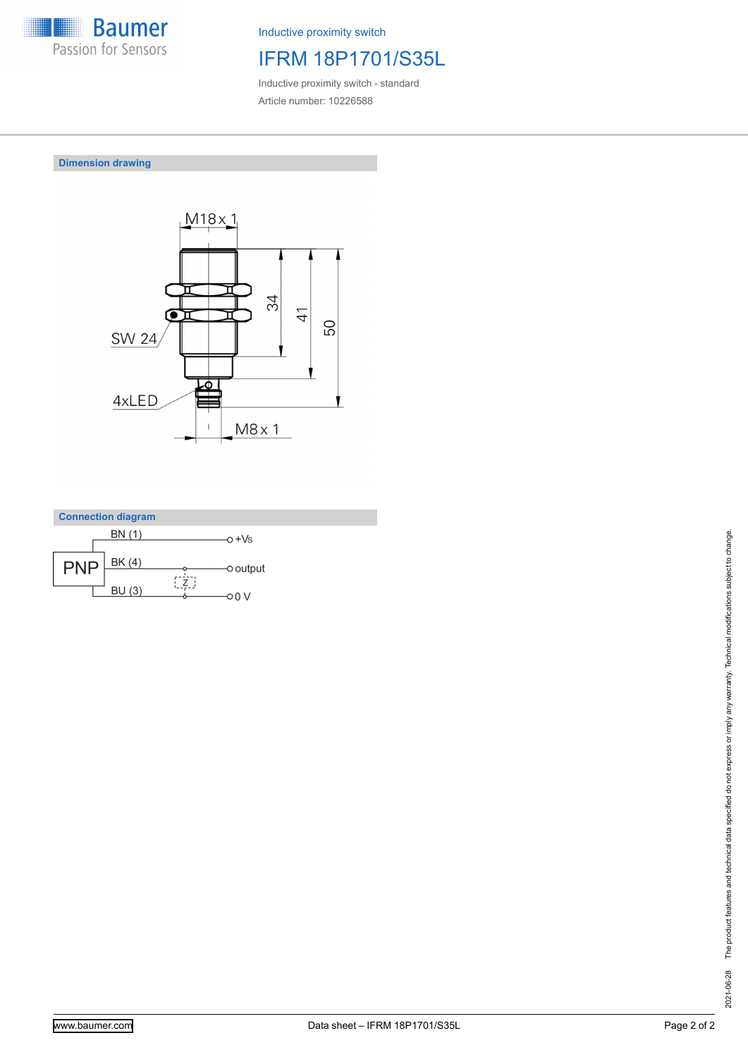Inductive proximity switch

# IFRM 18P1701/S35L

Inductive proximity switch - standard

Article number: 10226588

## Dimension drawing

M18 x 1

SW 24

4xLED

M8 x 1

34

41

50

## Connection diagram

PNP

BN (1)

BK (4)

BU (3)

+Vs

output

0 V

Z

2021-06-28 The product features and technical data specified do not express or imply any warranty. Technical modifications subject to change.